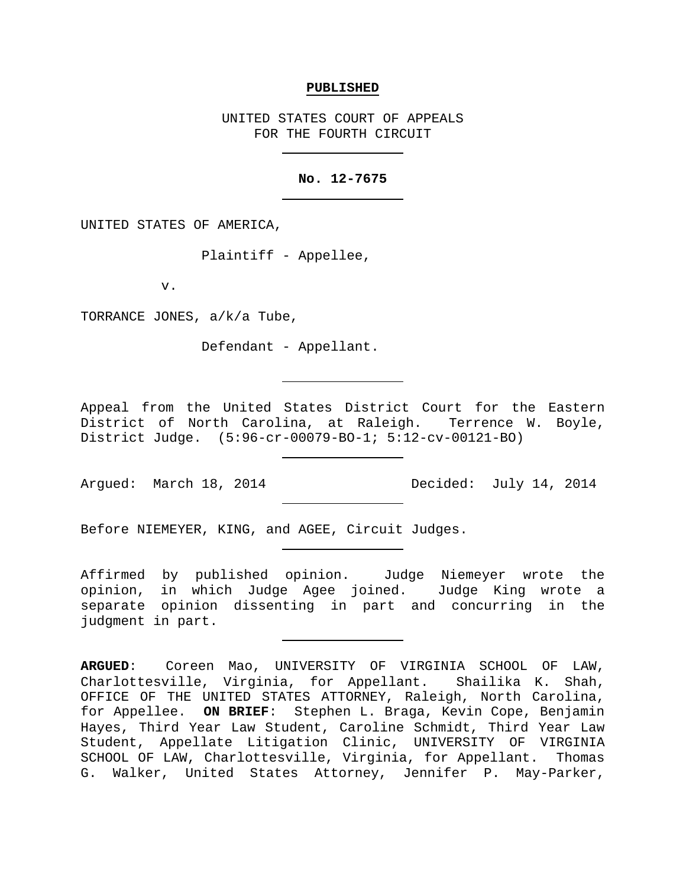**PUBLISHED**

UNITED STATES COURT OF APPEALS
FOR THE FOURTH CIRCUIT

**No. 12-7675**

UNITED STATES OF AMERICA,

Plaintiff - Appellee,

v.

TORRANCE JONES, a/k/a Tube,

Defendant - Appellant.

Appeal from the United States District Court for the Eastern District of North Carolina, at Raleigh. Terrence W. Boyle, District Judge. (5:96-cr-00079-BO-1; 5:12-cv-00121-BO)

Argued: March 18, 2014 Decided: July 14, 2014

Before NIEMEYER, KING, and AGEE, Circuit Judges.

Affirmed by published opinion. Judge Niemeyer wrote the opinion, in which Judge Agee joined. Judge King wrote a separate opinion dissenting in part and concurring in the judgment in part.

**ARGUED**: Coreen Mao, UNIVERSITY OF VIRGINIA SCHOOL OF LAW, Charlottesville, Virginia, for Appellant. Shailika K. Shah, OFFICE OF THE UNITED STATES ATTORNEY, Raleigh, North Carolina, for Appellee. **ON BRIEF**: Stephen L. Braga, Kevin Cope, Benjamin Hayes, Third Year Law Student, Caroline Schmidt, Third Year Law Student, Appellate Litigation Clinic, UNIVERSITY OF VIRGINIA SCHOOL OF LAW, Charlottesville, Virginia, for Appellant. Thomas G. Walker, United States Attorney, Jennifer P. May-Parker,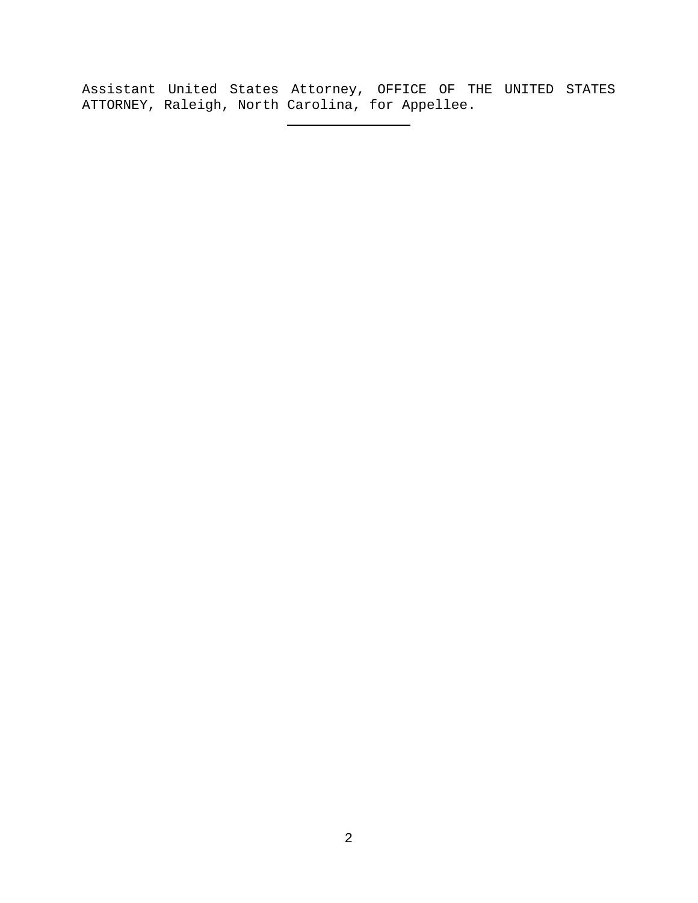Assistant United States Attorney, OFFICE OF THE UNITED STATES ATTORNEY, Raleigh, North Carolina, for Appellee.

---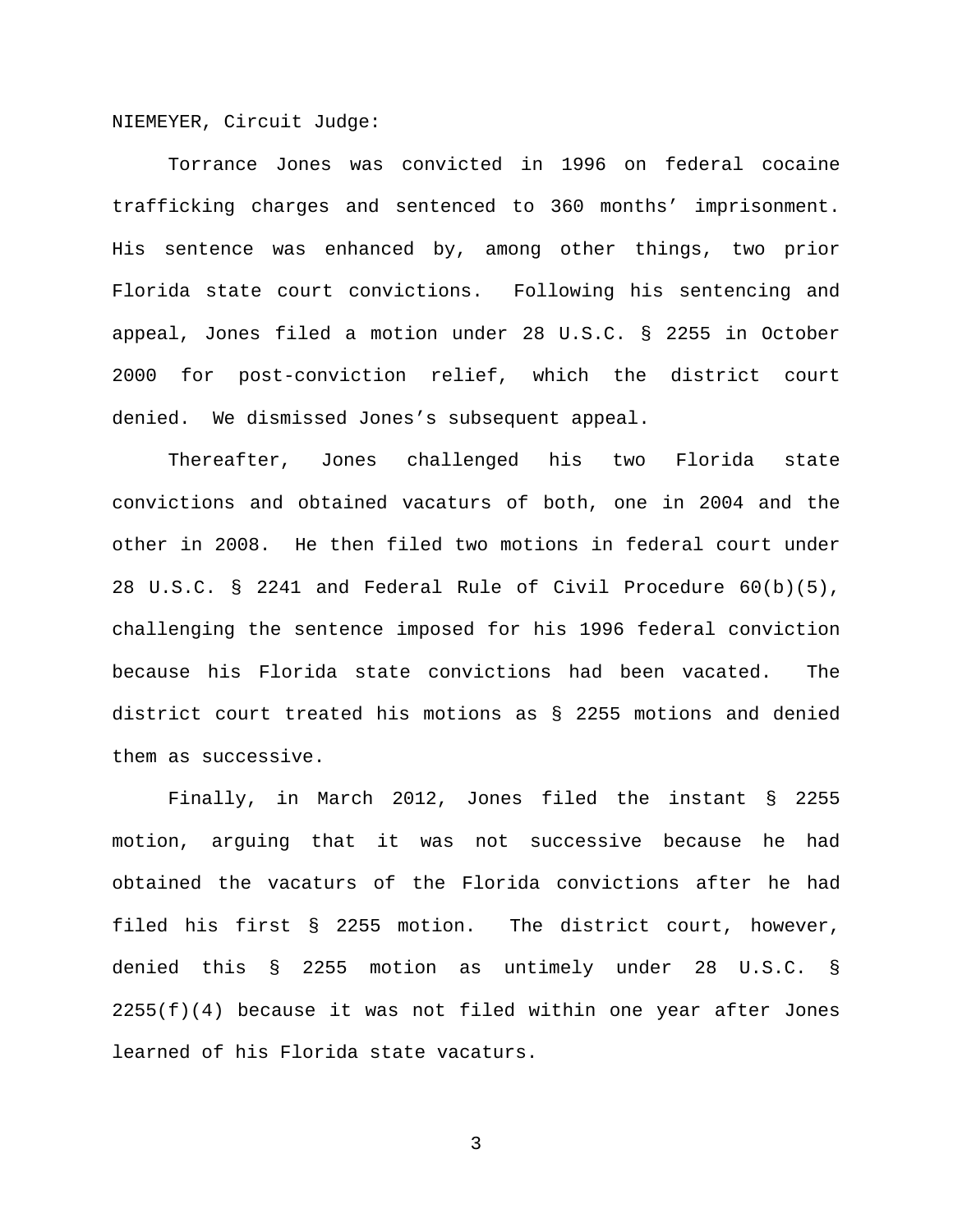NIEMEYER, Circuit Judge:

Torrance Jones was convicted in 1996 on federal cocaine trafficking charges and sentenced to 360 months' imprisonment. His sentence was enhanced by, among other things, two prior Florida state court convictions. Following his sentencing and appeal, Jones filed a motion under 28 U.S.C. § 2255 in October 2000 for post-conviction relief, which the district court denied. We dismissed Jones's subsequent appeal.

Thereafter, Jones challenged his two Florida state convictions and obtained vacaturs of both, one in 2004 and the other in 2008. He then filed two motions in federal court under 28 U.S.C. § 2241 and Federal Rule of Civil Procedure 60(b)(5), challenging the sentence imposed for his 1996 federal conviction because his Florida state convictions had been vacated. The district court treated his motions as § 2255 motions and denied them as successive.

Finally, in March 2012, Jones filed the instant § 2255 motion, arguing that it was not successive because he had obtained the vacaturs of the Florida convictions after he had filed his first § 2255 motion. The district court, however, denied this § 2255 motion as untimely under 28 U.S.C. § 2255(f)(4) because it was not filed within one year after Jones learned of his Florida state vacaturs.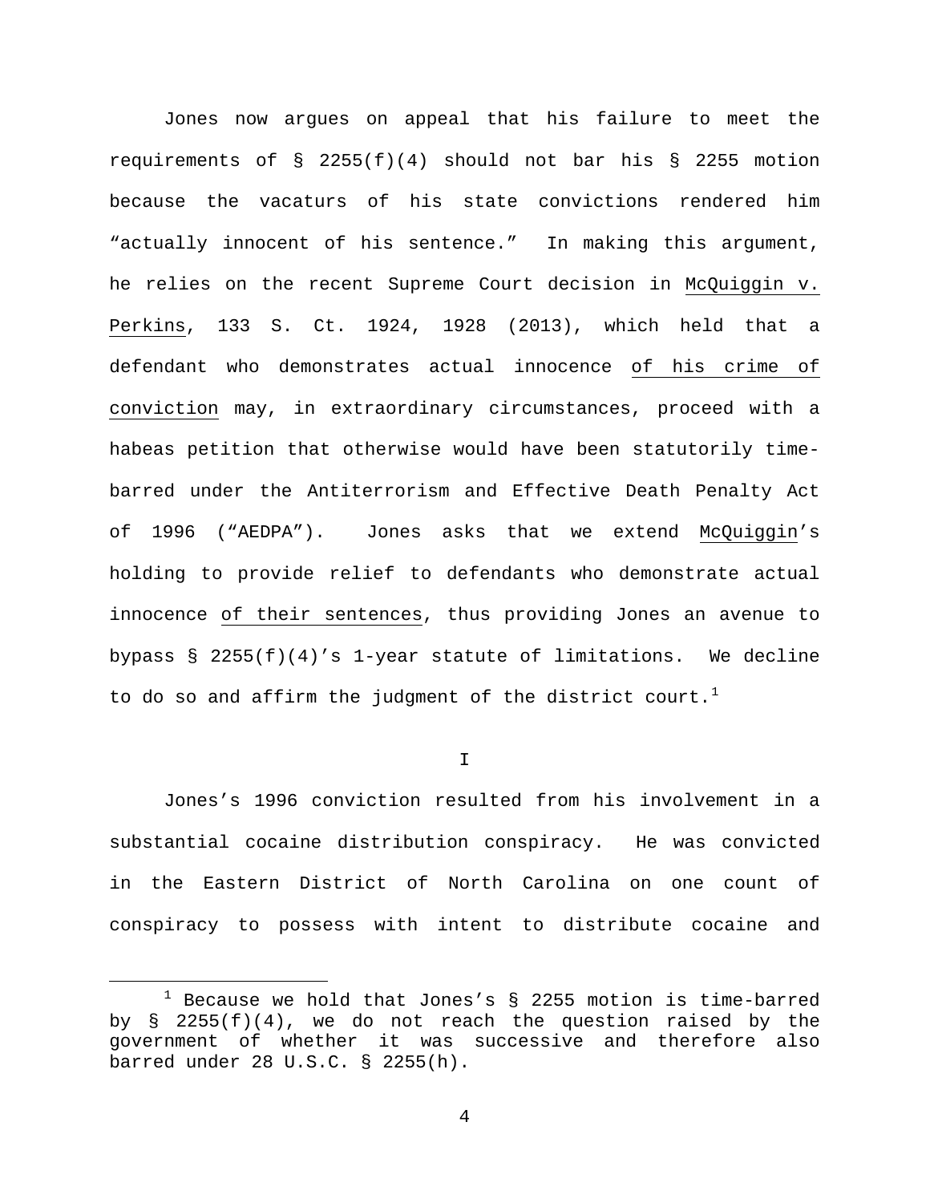Jones now argues on appeal that his failure to meet the requirements of § 2255(f)(4) should not bar his § 2255 motion because the vacatur of his state convictions rendered him "actually innocent of his sentence." In making this argument, he relies on the recent Supreme Court decision in McQuiggin v. Perkins, 133 S. Ct. 1924, 1928 (2013), which held that a defendant who demonstrates actual innocence of his crime of conviction may, in extraordinary circumstances, proceed with a habeas petition that otherwise would have been statutorily time-barred under the Antiterrorism and Effective Death Penalty Act of 1996 ("AEDPA"). Jones asks that we extend McQuiggin's holding to provide relief to defendants who demonstrate actual innocence of their sentences, thus providing Jones an avenue to bypass § 2255(f)(4)'s 1-year statute of limitations. We decline to do so and affirm the judgment of the district court.[1]

# I

Jones's 1996 conviction resulted from his involvement in a substantial cocaine distribution conspiracy. He was convicted in the Eastern District of North Carolina on one count of conspiracy to possess with intent to distribute cocaine and

[1] Because we hold that Jones's § 2255 motion is time-barred by § 2255(f)(4), we do not reach the question raised by the government of whether it was successive and therefore also barred under 28 U.S.C. § 2255(h).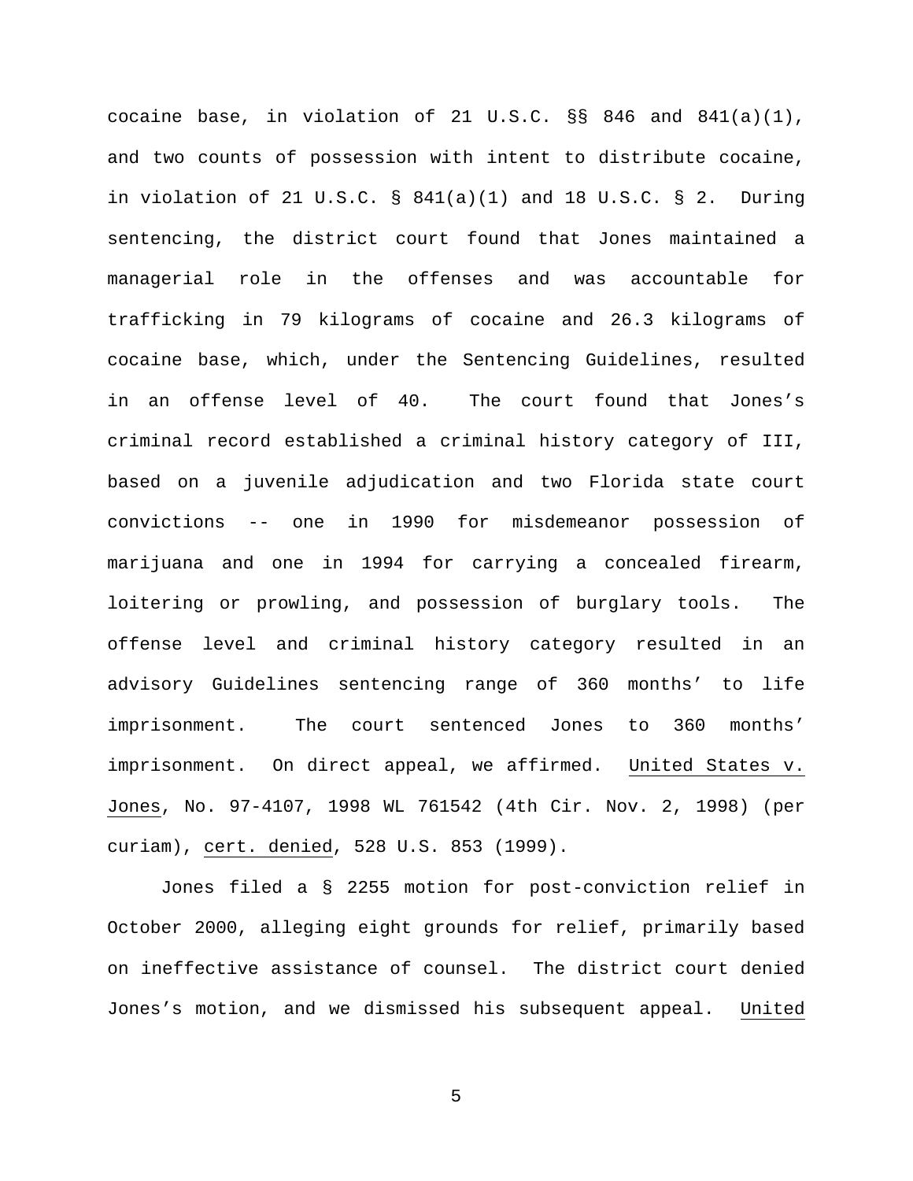cocaine base, in violation of 21 U.S.C. §§ 846 and 841(a)(1), and two counts of possession with intent to distribute cocaine, in violation of 21 U.S.C. § 841(a)(1) and 18 U.S.C. § 2. During sentencing, the district court found that Jones maintained a managerial role in the offenses and was accountable for trafficking in 79 kilograms of cocaine and 26.3 kilograms of cocaine base, which, under the Sentencing Guidelines, resulted in an offense level of 40. The court found that Jones's criminal record established a criminal history category of III, based on a juvenile adjudication and two Florida state court convictions -- one in 1990 for misdemeanor possession of marijuana and one in 1994 for carrying a concealed firearm, loitering or prowling, and possession of burglary tools. The offense level and criminal history category resulted in an advisory Guidelines sentencing range of 360 months' to life imprisonment. The court sentenced Jones to 360 months' imprisonment. On direct appeal, we affirmed. United States v. Jones, No. 97-4107, 1998 WL 761542 (4th Cir. Nov. 2, 1998) (per curiam), cert. denied, 528 U.S. 853 (1999).

Jones filed a § 2255 motion for post-conviction relief in October 2000, alleging eight grounds for relief, primarily based on ineffective assistance of counsel. The district court denied Jones's motion, and we dismissed his subsequent appeal. United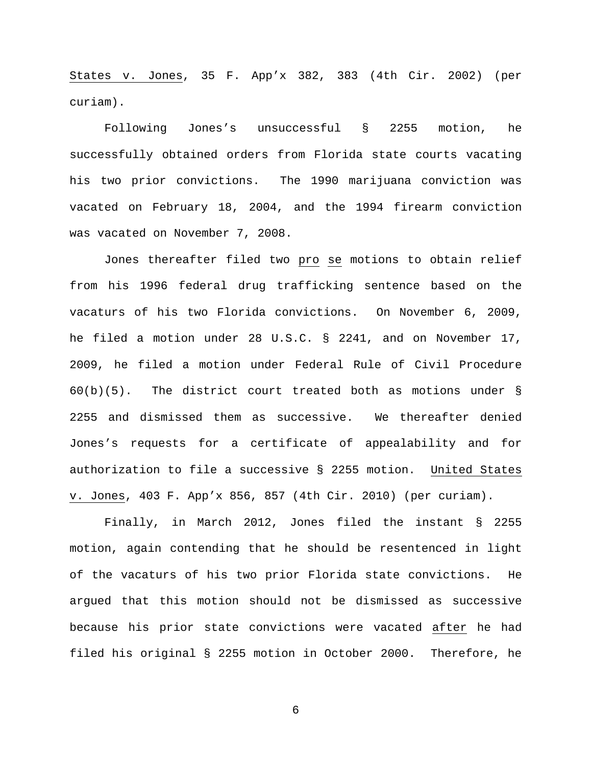States v. Jones, 35 F. App’x 382, 383 (4th Cir. 2002) (per curiam).

Following Jones’s unsuccessful § 2255 motion, he successfully obtained orders from Florida state courts vacating his two prior convictions. The 1990 marijuana conviction was vacated on February 18, 2004, and the 1994 firearm conviction was vacated on November 7, 2008.

Jones thereafter filed two pro se motions to obtain relief from his 1996 federal drug trafficking sentence based on the vacaturs of his two Florida convictions. On November 6, 2009, he filed a motion under 28 U.S.C. § 2241, and on November 17, 2009, he filed a motion under Federal Rule of Civil Procedure 60(b)(5). The district court treated both as motions under § 2255 and dismissed them as successive. We thereafter denied Jones’s requests for a certificate of appealability and for authorization to file a successive § 2255 motion. United States v. Jones, 403 F. App’x 856, 857 (4th Cir. 2010) (per curiam).

Finally, in March 2012, Jones filed the instant § 2255 motion, again contending that he should be resentenced in light of the vacaturs of his two prior Florida state convictions. He argued that this motion should not be dismissed as successive because his prior state convictions were vacated after he had filed his original § 2255 motion in October 2000. Therefore, he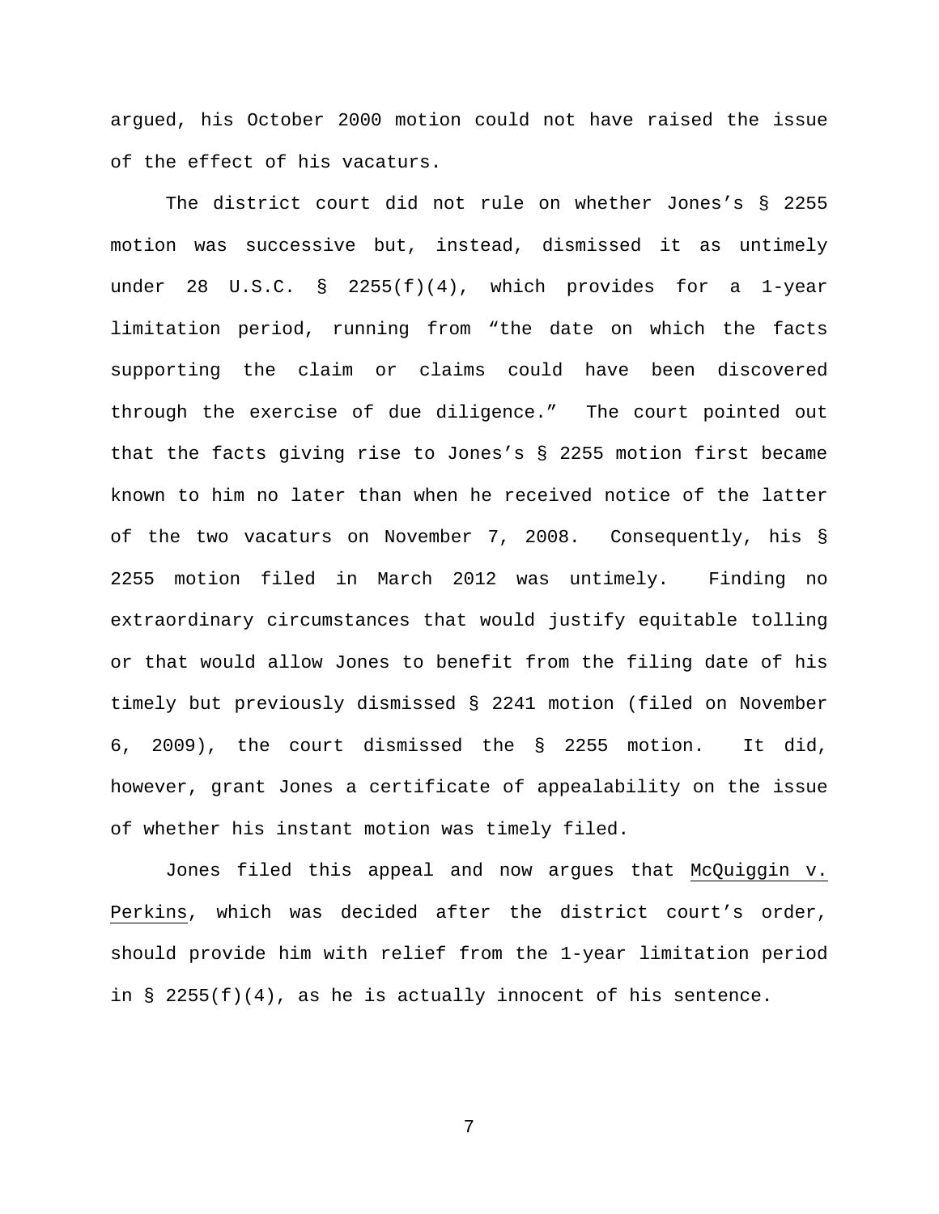argued, his October 2000 motion could not have raised the issue of the effect of his vacaturs.

The district court did not rule on whether Jones's § 2255 motion was successive but, instead, dismissed it as untimely under 28 U.S.C. § 2255(f)(4), which provides for a 1-year limitation period, running from "the date on which the facts supporting the claim or claims could have been discovered through the exercise of due diligence." The court pointed out that the facts giving rise to Jones's § 2255 motion first became known to him no later than when he received notice of the latter of the two vacaturs on November 7, 2008. Consequently, his § 2255 motion filed in March 2012 was untimely. Finding no extraordinary circumstances that would justify equitable tolling or that would allow Jones to benefit from the filing date of his timely but previously dismissed § 2241 motion (filed on November 6, 2009), the court dismissed the § 2255 motion. It did, however, grant Jones a certificate of appealability on the issue of whether his instant motion was timely filed.

Jones filed this appeal and now argues that McQuiggin v. Perkins, which was decided after the district court's order, should provide him with relief from the 1-year limitation period in § 2255(f)(4), as he is actually innocent of his sentence.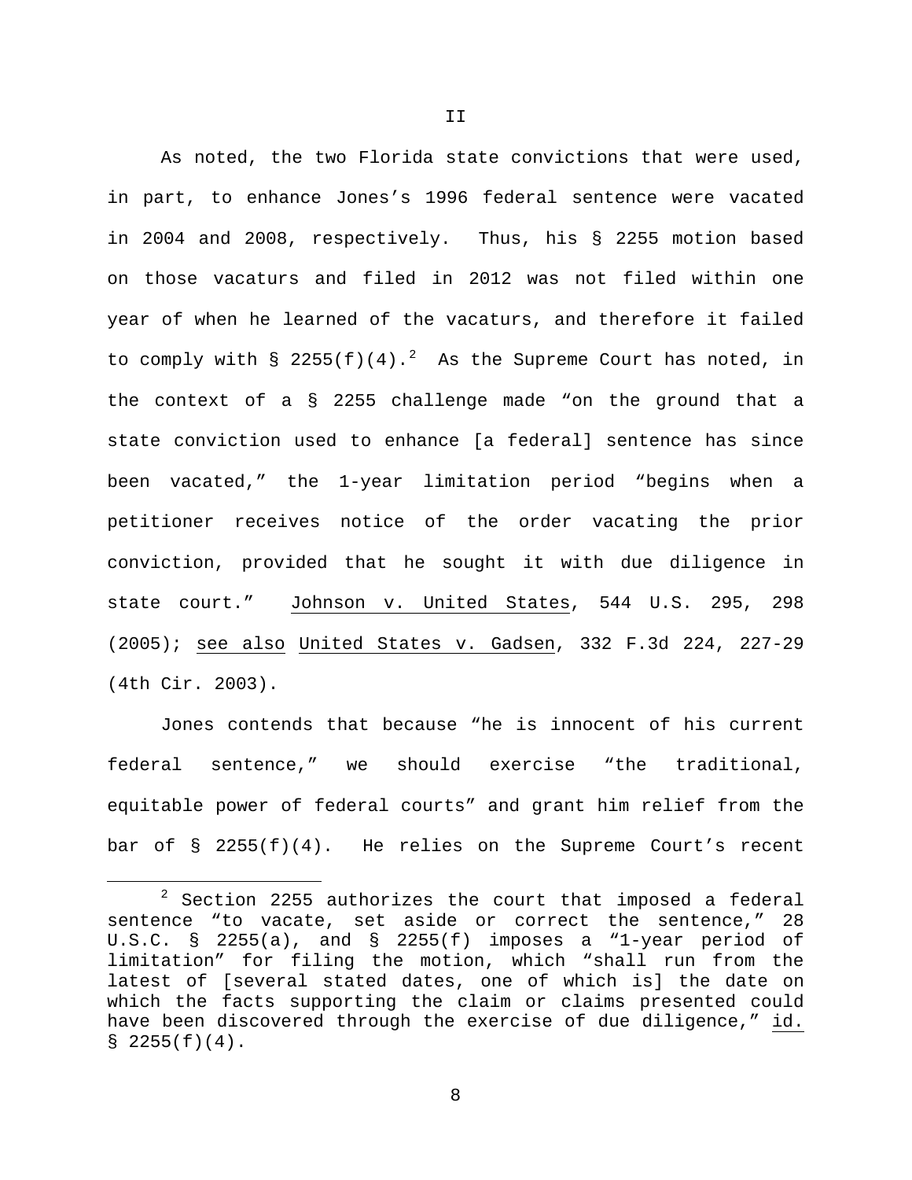## II

As noted, the two Florida state convictions that were used, in part, to enhance Jones's 1996 federal sentence were vacated in 2004 and 2008, respectively. Thus, his § 2255 motion based on those vacaturs and filed in 2012 was not filed within one year of when he learned of the vacaturs, and therefore it failed to comply with § 2255(f)(4).[2] As the Supreme Court has noted, in the context of a § 2255 challenge made "on the ground that a state conviction used to enhance [a federal] sentence has since been vacated," the 1-year limitation period "begins when a petitioner receives notice of the order vacating the prior conviction, provided that he sought it with due diligence in state court." Johnson v. United States, 544 U.S. 295, 298 (2005); see also United States v. Gadsen, 332 F.3d 224, 227-29 (4th Cir. 2003).

Jones contends that because "he is innocent of his current federal sentence," we should exercise "the traditional, equitable power of federal courts" and grant him relief from the bar of § 2255(f)(4). He relies on the Supreme Court's recent

[2] Section 2255 authorizes the court that imposed a federal sentence "to vacate, set aside or correct the sentence," 28 U.S.C. § 2255(a), and § 2255(f) imposes a "1-year period of limitation" for filing the motion, which "shall run from the latest of [several stated dates, one of which is] the date on which the facts supporting the claim or claims presented could have been discovered through the exercise of due diligence," id. § 2255(f)(4).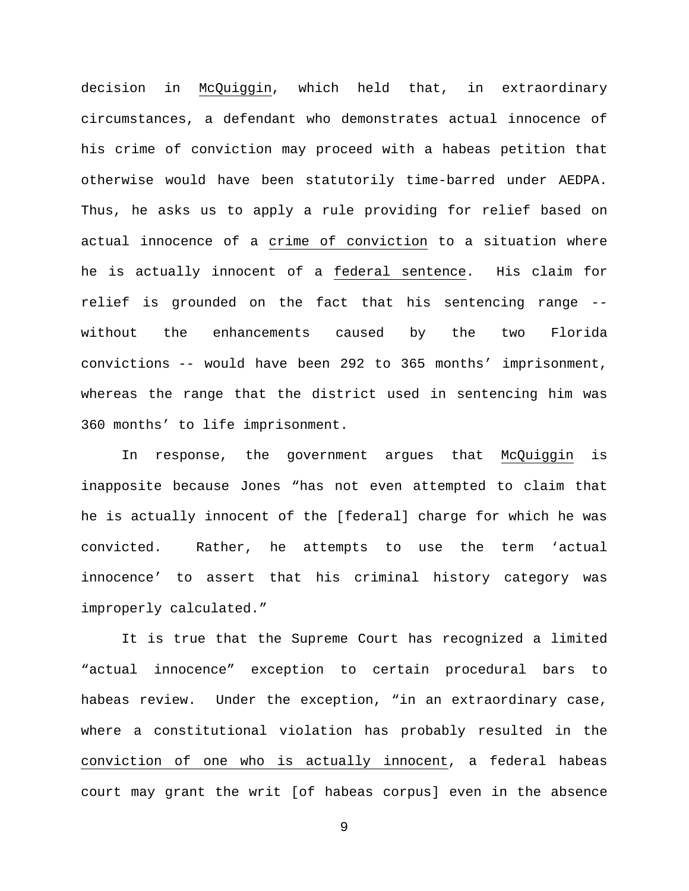decision in McQuiggin, which held that, in extraordinary circumstances, a defendant who demonstrates actual innocence of his crime of conviction may proceed with a habeas petition that otherwise would have been statutorily time-barred under AEDPA. Thus, he asks us to apply a rule providing for relief based on actual innocence of a crime of conviction to a situation where he is actually innocent of a federal sentence. His claim for relief is grounded on the fact that his sentencing range -- without the enhancements caused by the two Florida convictions -- would have been 292 to 365 months' imprisonment, whereas the range that the district used in sentencing him was 360 months' to life imprisonment.

In response, the government argues that McQuiggin is inapposite because Jones "has not even attempted to claim that he is actually innocent of the [federal] charge for which he was convicted. Rather, he attempts to use the term 'actual innocence' to assert that his criminal history category was improperly calculated."

It is true that the Supreme Court has recognized a limited "actual innocence" exception to certain procedural bars to habeas review. Under the exception, "in an extraordinary case, where a constitutional violation has probably resulted in the conviction of one who is actually innocent, a federal habeas court may grant the writ [of habeas corpus] even in the absence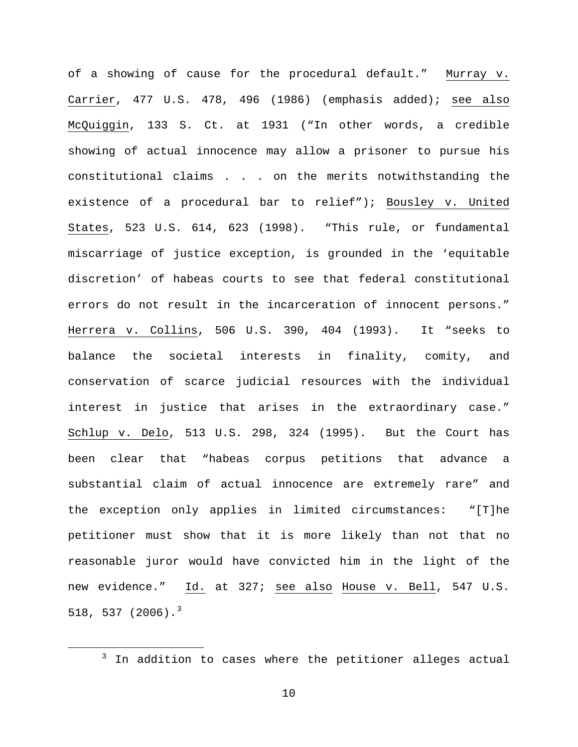of a showing of cause for the procedural default." Murray v. Carrier, 477 U.S. 478, 496 (1986) (emphasis added); see also McQuiggin, 133 S. Ct. at 1931 ("In other words, a credible showing of actual innocence may allow a prisoner to pursue his constitutional claims . . . on the merits notwithstanding the existence of a procedural bar to relief"); Bousley v. United States, 523 U.S. 614, 623 (1998). "This rule, or fundamental miscarriage of justice exception, is grounded in the 'equitable discretion' of habeas courts to see that federal constitutional errors do not result in the incarceration of innocent persons." Herrera v. Collins, 506 U.S. 390, 404 (1993). It "seeks to balance the societal interests in finality, comity, and conservation of scarce judicial resources with the individual interest in justice that arises in the extraordinary case." Schlup v. Delo, 513 U.S. 298, 324 (1995). But the Court has been clear that "habeas corpus petitions that advance a substantial claim of actual innocence are extremely rare" and the exception only applies in limited circumstances: "[T]he petitioner must show that it is more likely than not that no reasonable juror would have convicted him in the light of the new evidence." Id. at 327; see also House v. Bell, 547 U.S. 518, 537 (2006).[3]

---

[3] In addition to cases where the petitioner alleges actual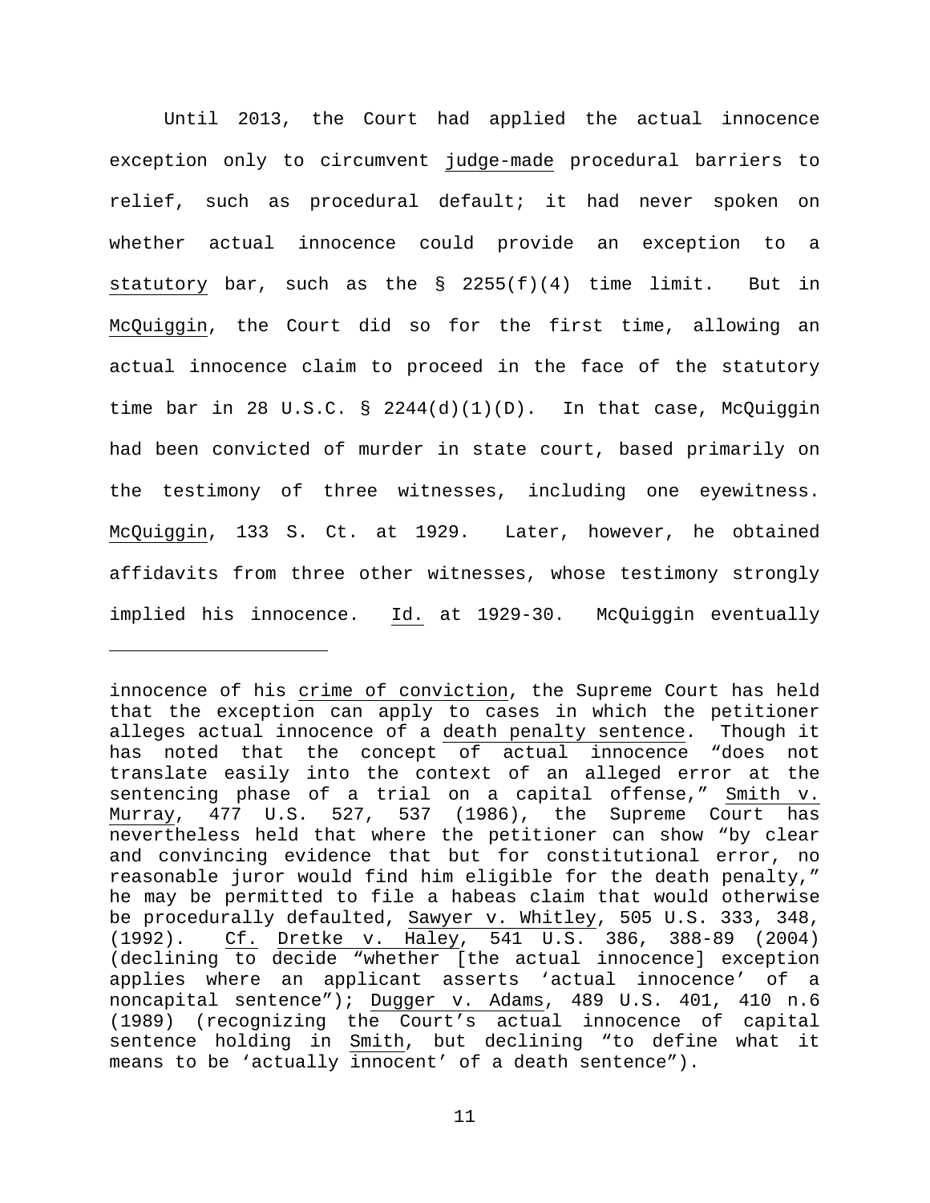Until 2013, the Court had applied the actual innocence exception only to circumvent judge-made procedural barriers to relief, such as procedural default; it had never spoken on whether actual innocence could provide an exception to a statutory bar, such as the § 2255(f)(4) time limit. But in McQuiggin, the Court did so for the first time, allowing an actual innocence claim to proceed in the face of the statutory time bar in 28 U.S.C. § 2244(d)(1)(D). In that case, McQuiggin had been convicted of murder in state court, based primarily on the testimony of three witnesses, including one eyewitness. McQuiggin, 133 S. Ct. at 1929. Later, however, he obtained affidavits from three other witnesses, whose testimony strongly implied his innocence. Id. at 1929-30. McQuiggin eventually

---

innocence of his crime of conviction, the Supreme Court has held that the exception can apply to cases in which the petitioner alleges actual innocence of a death penalty sentence. Though it has noted that the concept of actual innocence "does not translate easily into the context of an alleged error at the sentencing phase of a trial on a capital offense," Smith v. Murray, 477 U.S. 527, 537 (1986), the Supreme Court has nevertheless held that where the petitioner can show "by clear and convincing evidence that but for constitutional error, no reasonable juror would find him eligible for the death penalty," he may be permitted to file a habeas claim that would otherwise be procedurally defaulted, Sawyer v. Whitley, 505 U.S. 333, 348, (1992). Cf. Dretke v. Haley, 541 U.S. 386, 388-89 (2004) (declining to decide "whether [the actual innocence] exception applies where an applicant asserts 'actual innocence' of a noncapital sentence"); Dugger v. Adams, 489 U.S. 401, 410 n.6 (1989) (recognizing the Court's actual innocence of capital sentence holding in Smith, but declining "to define what it means to be 'actually innocent' of a death sentence").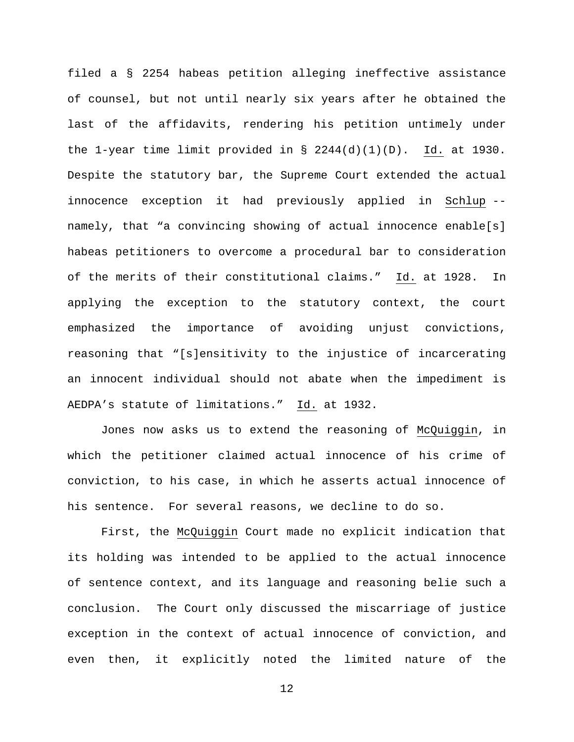filed a § 2254 habeas petition alleging ineffective assistance of counsel, but not until nearly six years after he obtained the last of the affidavits, rendering his petition untimely under the 1-year time limit provided in § 2244(d)(1)(D). Id. at 1930. Despite the statutory bar, the Supreme Court extended the actual innocence exception it had previously applied in Schlup -- namely, that "a convincing showing of actual innocence enable[s] habeas petitioners to overcome a procedural bar to consideration of the merits of their constitutional claims." Id. at 1928. In applying the exception to the statutory context, the court emphasized the importance of avoiding unjust convictions, reasoning that "[s]ensitivity to the injustice of incarcerating an innocent individual should not abate when the impediment is AEDPA's statute of limitations." Id. at 1932.

Jones now asks us to extend the reasoning of McQuiggin, in which the petitioner claimed actual innocence of his crime of conviction, to his case, in which he asserts actual innocence of his sentence. For several reasons, we decline to do so.

First, the McQuiggin Court made no explicit indication that its holding was intended to be applied to the actual innocence of sentence context, and its language and reasoning belie such a conclusion. The Court only discussed the miscarriage of justice exception in the context of actual innocence of conviction, and even then, it explicitly noted the limited nature of the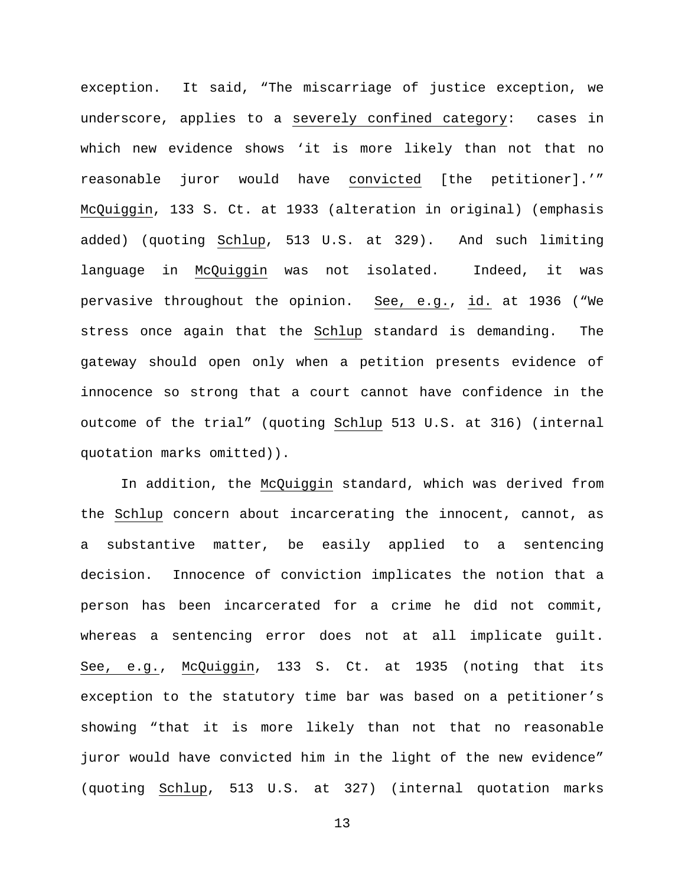exception. It said, "The miscarriage of justice exception, we underscore, applies to a <u>severely confined category</u>: cases in which new evidence shows 'it is more likely than not that no reasonable juror would have <u>convicted</u> [the petitioner].'" <u>McQuiggin</u>, 133 S. Ct. at 1933 (alteration in original) (emphasis added) (quoting <u>Schlup</u>, 513 U.S. at 329). And such limiting language in <u>McQuiggin</u> was not isolated. Indeed, it was pervasive throughout the opinion. <u>See, e.g.</u>, <u>id.</u> at 1936 ("We stress once again that the <u>Schlup</u> standard is demanding. The gateway should open only when a petition presents evidence of innocence so strong that a court cannot have confidence in the outcome of the trial" (quoting <u>Schlup</u> 513 U.S. at 316) (internal quotation marks omitted)).

In addition, the <u>McQuiggin</u> standard, which was derived from the <u>Schlup</u> concern about incarcerating the innocent, cannot, as a substantive matter, be easily applied to a sentencing decision. Innocence of conviction implicates the notion that a person has been incarcerated for a crime he did not commit, whereas a sentencing error does not at all implicate guilt. <u>See, e.g.</u>, <u>McQuiggin</u>, 133 S. Ct. at 1935 (noting that its exception to the statutory time bar was based on a petitioner's showing "that it is more likely than not that no reasonable juror would have convicted him in the light of the new evidence" (quoting <u>Schlup</u>, 513 U.S. at 327) (internal quotation marks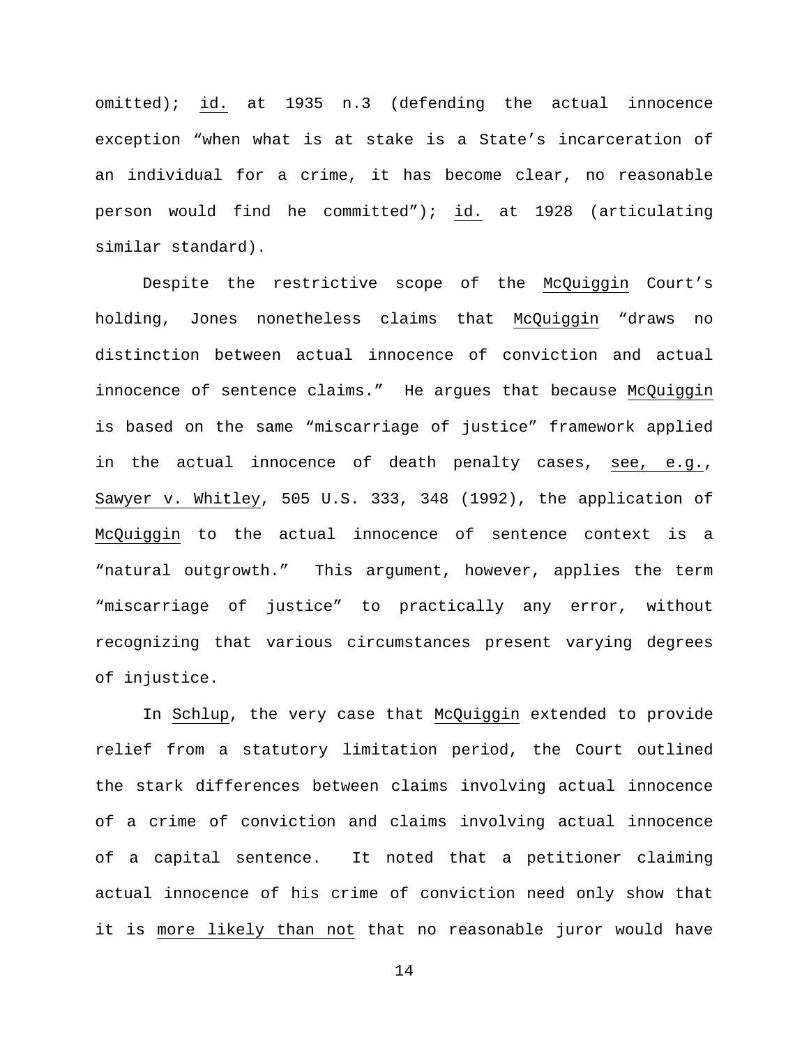omitted); id. at 1935 n.3 (defending the actual innocence exception "when what is at stake is a State's incarceration of an individual for a crime, it has become clear, no reasonable person would find he committed"); id. at 1928 (articulating similar standard).

Despite the restrictive scope of the McQuiggin Court's holding, Jones nonetheless claims that McQuiggin "draws no distinction between actual innocence of conviction and actual innocence of sentence claims." He argues that because McQuiggin is based on the same "miscarriage of justice" framework applied in the actual innocence of death penalty cases, see, e.g., Sawyer v. Whitley, 505 U.S. 333, 348 (1992), the application of McQuiggin to the actual innocence of sentence context is a "natural outgrowth." This argument, however, applies the term "miscarriage of justice" to practically any error, without recognizing that various circumstances present varying degrees of injustice.

In Schlup, the very case that McQuiggin extended to provide relief from a statutory limitation period, the Court outlined the stark differences between claims involving actual innocence of a crime of conviction and claims involving actual innocence of a capital sentence. It noted that a petitioner claiming actual innocence of his crime of conviction need only show that it is more likely than not that no reasonable juror would have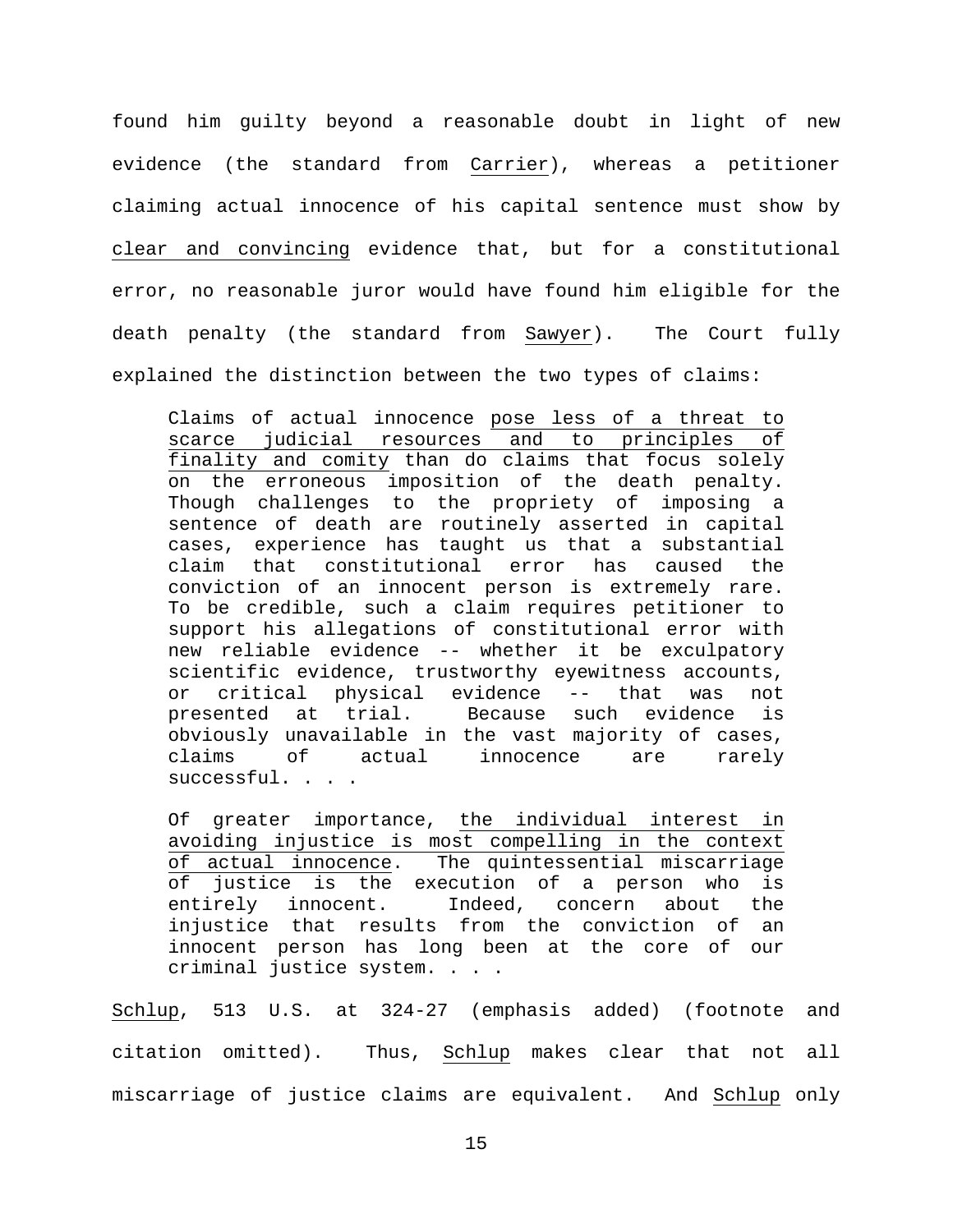found him guilty beyond a reasonable doubt in light of new evidence (the standard from Carrier), whereas a petitioner claiming actual innocence of his capital sentence must show by clear and convincing evidence that, but for a constitutional error, no reasonable juror would have found him eligible for the death penalty (the standard from Sawyer). The Court fully explained the distinction between the two types of claims:

> Claims of actual innocence pose less of a threat to scarce judicial resources and to principles of finality and comity than do claims that focus solely on the erroneous imposition of the death penalty. Though challenges to the propriety of imposing a sentence of death are routinely asserted in capital cases, experience has taught us that a substantial claim that constitutional error has caused the conviction of an innocent person is extremely rare. To be credible, such a claim requires petitioner to support his allegations of constitutional error with new reliable evidence -- whether it be exculpatory scientific evidence, trustworthy eyewitness accounts, or critical physical evidence -- that was not presented at trial. Because such evidence is obviously unavailable in the vast majority of cases, claims of actual innocence are rarely successful. . . .
>
> Of greater importance, the individual interest in avoiding injustice is most compelling in the context of actual innocence. The quintessential miscarriage of justice is the execution of a person who is entirely innocent. Indeed, concern about the injustice that results from the conviction of an innocent person has long been at the core of our criminal justice system. . . .

Schlup, 513 U.S. at 324-27 (emphasis added) (footnote and citation omitted). Thus, Schlup makes clear that not all miscarriage of justice claims are equivalent. And Schlup only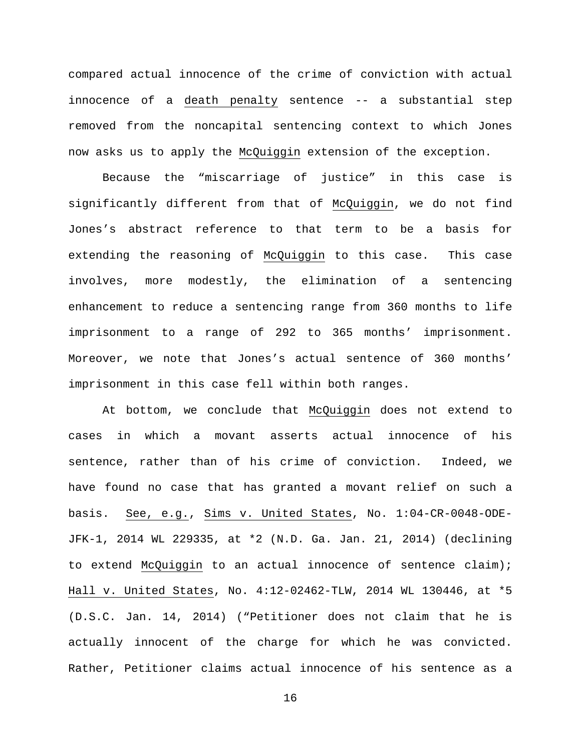compared actual innocence of the crime of conviction with actual innocence of a death penalty sentence -- a substantial step removed from the noncapital sentencing context to which Jones now asks us to apply the McQuiggin extension of the exception.

Because the "miscarriage of justice" in this case is significantly different from that of McQuiggin, we do not find Jones's abstract reference to that term to be a basis for extending the reasoning of McQuiggin to this case. This case involves, more modestly, the elimination of a sentencing enhancement to reduce a sentencing range from 360 months to life imprisonment to a range of 292 to 365 months' imprisonment. Moreover, we note that Jones's actual sentence of 360 months' imprisonment in this case fell within both ranges.

At bottom, we conclude that McQuiggin does not extend to cases in which a movant asserts actual innocence of his sentence, rather than of his crime of conviction. Indeed, we have found no case that has granted a movant relief on such a basis. See, e.g., Sims v. United States, No. 1:04-CR-0048-ODE-JFK-1, 2014 WL 229335, at *2 (N.D. Ga. Jan. 21, 2014) (declining to extend McQuiggin to an actual innocence of sentence claim); Hall v. United States, No. 4:12-02462-TLW, 2014 WL 130446, at *5 (D.S.C. Jan. 14, 2014) ("Petitioner does not claim that he is actually innocent of the charge for which he was convicted. Rather, Petitioner claims actual innocence of his sentence as a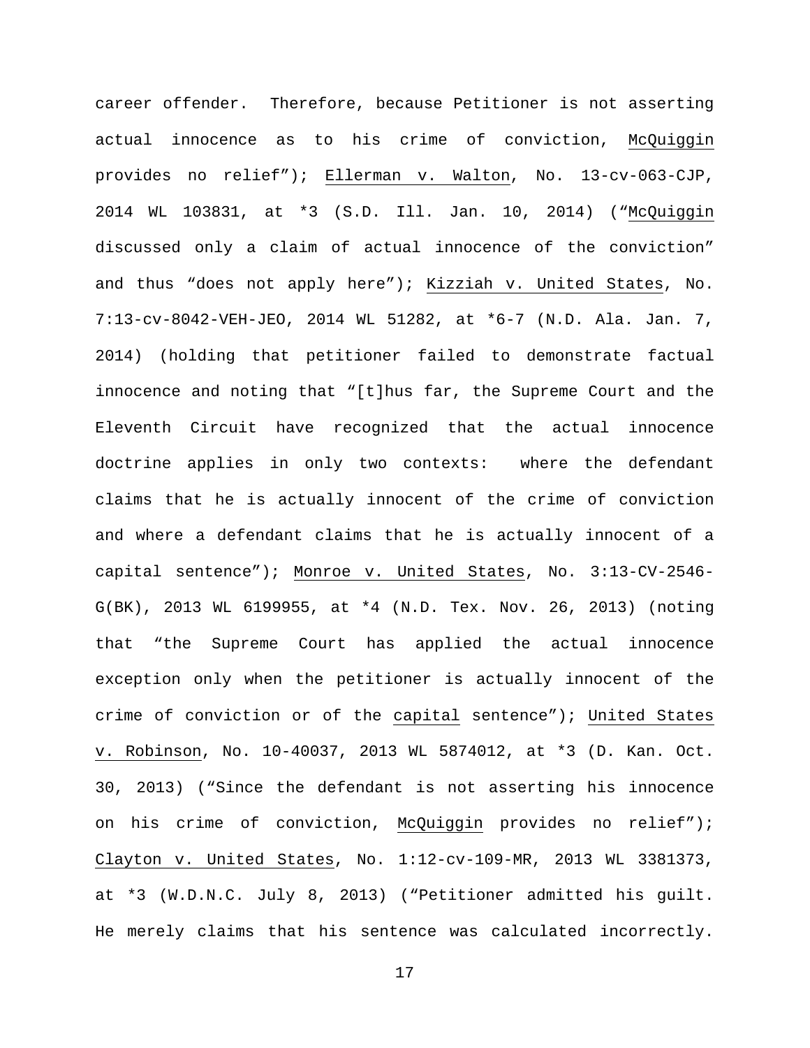career offender. Therefore, because Petitioner is not asserting actual innocence as to his crime of conviction, McQuiggin provides no relief"); Ellerman v. Walton, No. 13-cv-063-CJP, 2014 WL 103831, at *3 (S.D. Ill. Jan. 10, 2014) ("McQuiggin discussed only a claim of actual innocence of the conviction" and thus "does not apply here"); Kizziah v. United States, No. 7:13-cv-8042-VEH-JEO, 2014 WL 51282, at *6-7 (N.D. Ala. Jan. 7, 2014) (holding that petitioner failed to demonstrate factual innocence and noting that "[t]hus far, the Supreme Court and the Eleventh Circuit have recognized that the actual innocence doctrine applies in only two contexts: where the defendant claims that he is actually innocent of the crime of conviction and where a defendant claims that he is actually innocent of a capital sentence"); Monroe v. United States, No. 3:13-CV-2546-G(BK), 2013 WL 6199955, at *4 (N.D. Tex. Nov. 26, 2013) (noting that "the Supreme Court has applied the actual innocence exception only when the petitioner is actually innocent of the crime of conviction or of the capital sentence"); United States v. Robinson, No. 10-40037, 2013 WL 5874012, at *3 (D. Kan. Oct. 30, 2013) ("Since the defendant is not asserting his innocence on his crime of conviction, McQuiggin provides no relief"); Clayton v. United States, No. 1:12-cv-109-MR, 2013 WL 3381373, at *3 (W.D.N.C. July 8, 2013) ("Petitioner admitted his guilt. He merely claims that his sentence was calculated incorrectly.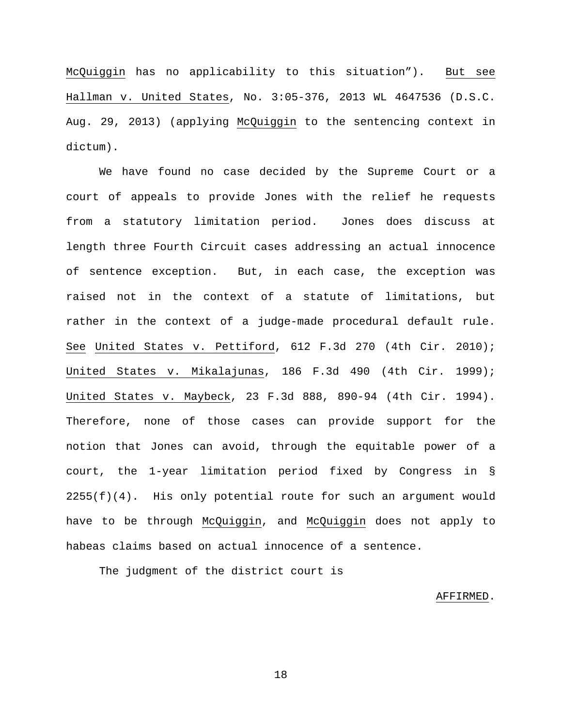McQuiggin has no applicability to this situation"). But see Hallman v. United States, No. 3:05-376, 2013 WL 4647536 (D.S.C. Aug. 29, 2013) (applying McQuiggin to the sentencing context in dictum).

We have found no case decided by the Supreme Court or a court of appeals to provide Jones with the relief he requests from a statutory limitation period. Jones does discuss at length three Fourth Circuit cases addressing an actual innocence of sentence exception. But, in each case, the exception was raised not in the context of a statute of limitations, but rather in the context of a judge-made procedural default rule. See United States v. Pettiford, 612 F.3d 270 (4th Cir. 2010); United States v. Mikalajunas, 186 F.3d 490 (4th Cir. 1999); United States v. Maybeck, 23 F.3d 888, 890-94 (4th Cir. 1994). Therefore, none of those cases can provide support for the notion that Jones can avoid, through the equitable power of a court, the 1-year limitation period fixed by Congress in § 2255(f)(4). His only potential route for such an argument would have to be through McQuiggin, and McQuiggin does not apply to habeas claims based on actual innocence of a sentence.

The judgment of the district court is

AFFIRMED.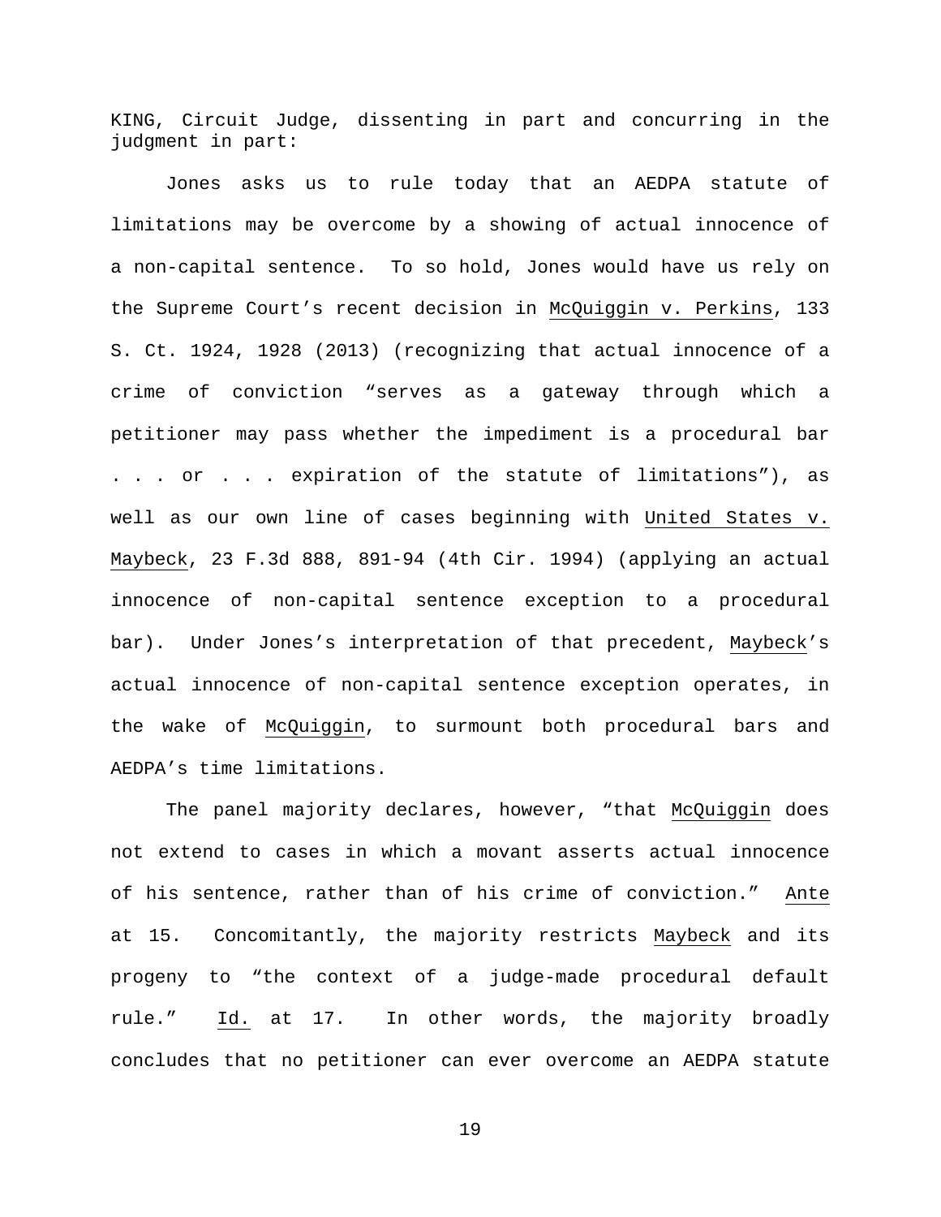KING, Circuit Judge, dissenting in part and concurring in the judgment in part:

Jones asks us to rule today that an AEDPA statute of limitations may be overcome by a showing of actual innocence of a non-capital sentence. To so hold, Jones would have us rely on the Supreme Court's recent decision in McQuiggin v. Perkins, 133 S. Ct. 1924, 1928 (2013) (recognizing that actual innocence of a crime of conviction "serves as a gateway through which a petitioner may pass whether the impediment is a procedural bar . . . or . . . expiration of the statute of limitations"), as well as our own line of cases beginning with United States v. Maybeck, 23 F.3d 888, 891-94 (4th Cir. 1994) (applying an actual innocence of non-capital sentence exception to a procedural bar). Under Jones's interpretation of that precedent, Maybeck's actual innocence of non-capital sentence exception operates, in the wake of McQuiggin, to surmount both procedural bars and AEDPA's time limitations.

The panel majority declares, however, "that McQuiggin does not extend to cases in which a movant asserts actual innocence of his sentence, rather than of his crime of conviction." Ante at 15. Concomitantly, the majority restricts Maybeck and its progeny to "the context of a judge-made procedural default rule." Id. at 17. In other words, the majority broadly concludes that no petitioner can ever overcome an AEDPA statute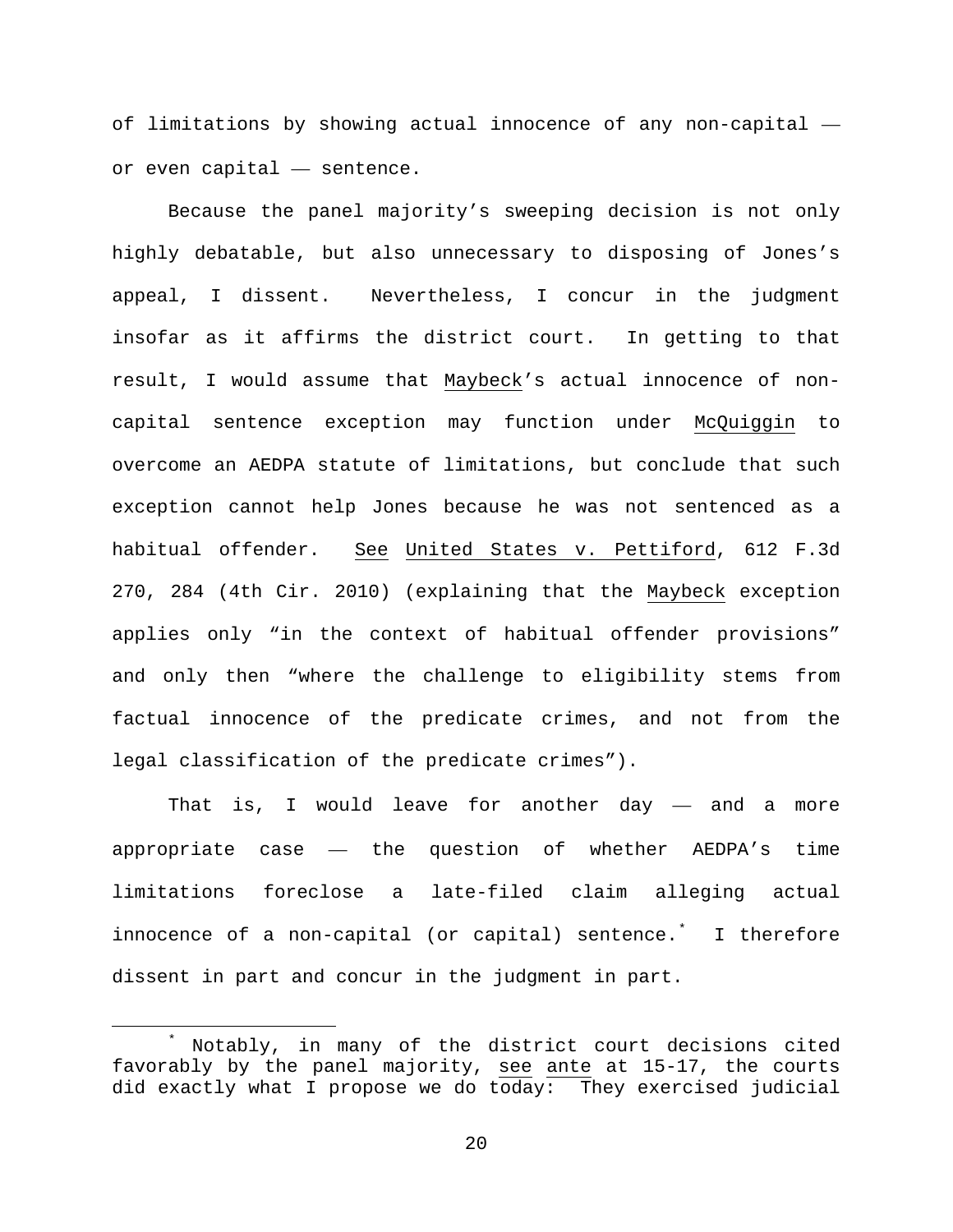of limitations by showing actual innocence of any non-capital — or even capital — sentence.

Because the panel majority's sweeping decision is not only highly debatable, but also unnecessary to disposing of Jones's appeal, I dissent. Nevertheless, I concur in the judgment insofar as it affirms the district court. In getting to that result, I would assume that Maybeck's actual innocence of non-capital sentence exception may function under McQuiggin to overcome an AEDPA statute of limitations, but conclude that such exception cannot help Jones because he was not sentenced as a habitual offender. See United States v. Pettiford, 612 F.3d 270, 284 (4th Cir. 2010) (explaining that the Maybeck exception applies only "in the context of habitual offender provisions" and only then "where the challenge to eligibility stems from factual innocence of the predicate crimes, and not from the legal classification of the predicate crimes").

That is, I would leave for another day — and a more appropriate case — the question of whether AEDPA's time limitations foreclose a late-filed claim alleging actual innocence of a non-capital (or capital) sentence.[*] I therefore dissent in part and concur in the judgment in part.

---

[*] Notably, in many of the district court decisions cited favorably by the panel majority, see ante at 15-17, the courts did exactly what I propose we do today: They exercised judicial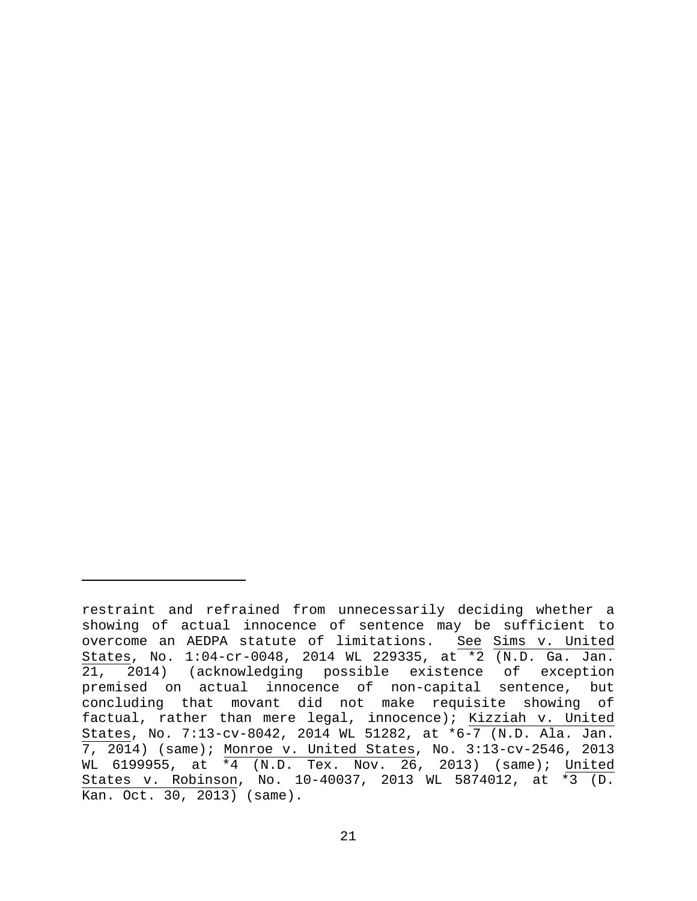restraint and refrained from unnecessarily deciding whether a showing of actual innocence of sentence may be sufficient to overcome an AEDPA statute of limitations. See Sims v. United States, No. 1:04-cr-0048, 2014 WL 229335, at *2 (N.D. Ga. Jan. 21, 2014) (acknowledging possible existence of exception premised on actual innocence of non-capital sentence, but concluding that movant did not make requisite showing of factual, rather than mere legal, innocence); Kizziah v. United States, No. 7:13-cv-8042, 2014 WL 51282, at *6-7 (N.D. Ala. Jan. 7, 2014) (same); Monroe v. United States, No. 3:13-cv-2546, 2013 WL 6199955, at *4 (N.D. Tex. Nov. 26, 2013) (same); United States v. Robinson, No. 10-40037, 2013 WL 5874012, at *3 (D. Kan. Oct. 30, 2013) (same).